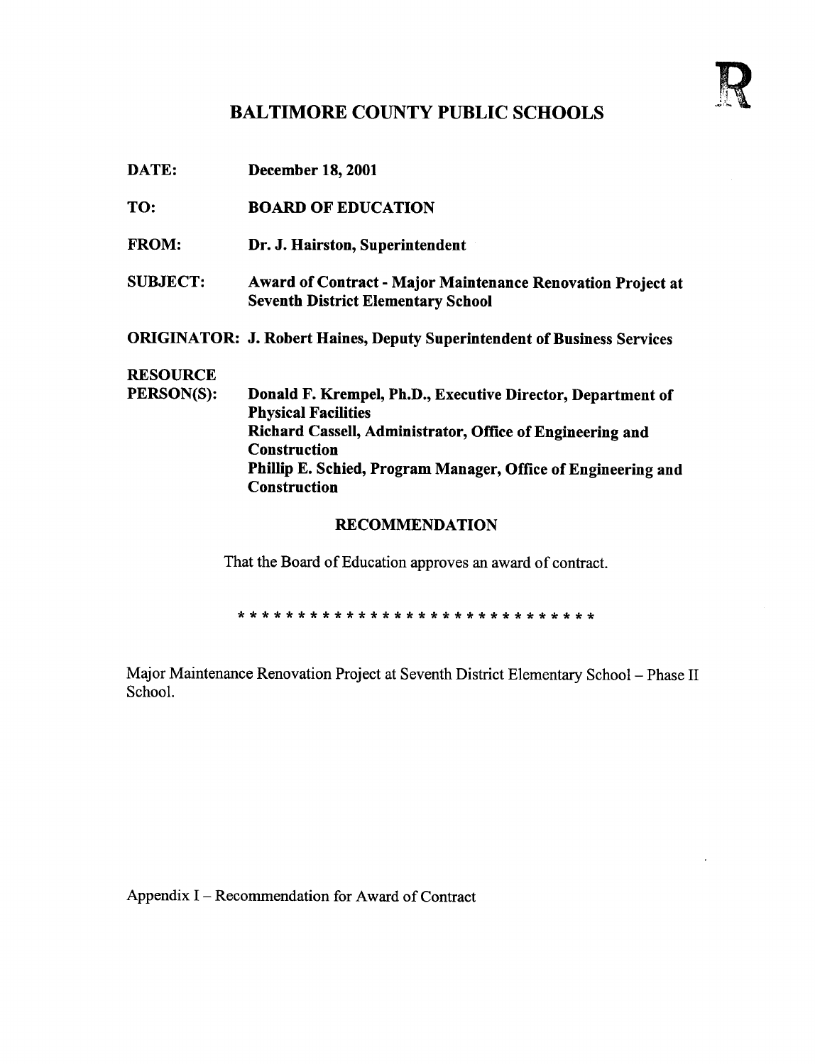R

# BALTIMORE COUNTY PUBLIC SCHOOLS

**DATE:** December 18, 2001

**TO:** BOARD OF EDUCATION

**FROM:** Dr. J. Hairston, Superintendent

**SUBJECT:** Award of Contract - Major Maintenance Renovation Project at Seventh District Elementary School

**ORIGINATOR:** J. Robert Haines, Deputy Superintendent of Business Services

**RESOURCE PERSON(S):** Donald F. Krempel, Ph.D., Executive Director, Department of Physical Facilities
Richard Cassell, Administrator, Office of Engineering and Construction
Phillip E. Schied, Program Manager, Office of Engineering and Construction

## RECOMMENDATION

That the Board of Education approves an award of contract.

* * * * * * * * * * * * * * * * * * * * * * * * * * * * * * *

Major Maintenance Renovation Project at Seventh District Elementary School – Phase II School.

Appendix I – Recommendation for Award of Contract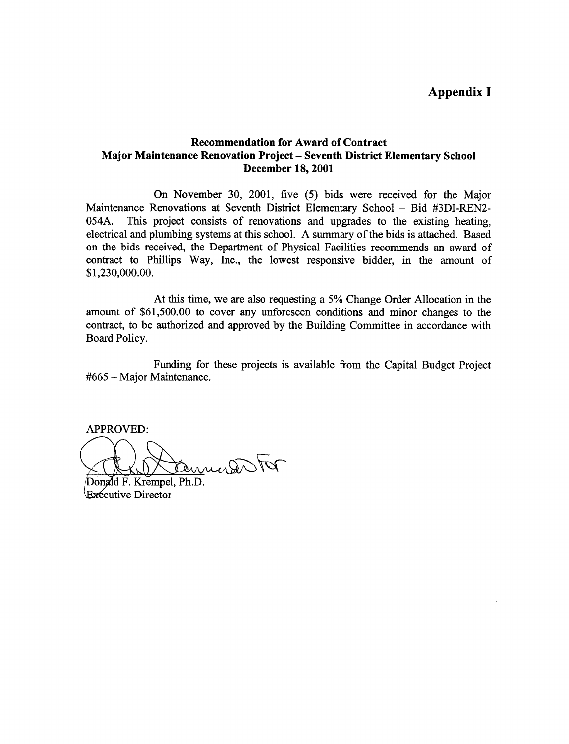# Appendix I

## Recommendation for Award of Contract
## Major Maintenance Renovation Project – Seventh District Elementary School
## December 18, 2001

On November 30, 2001, five (5) bids were received for the Major Maintenance Renovations at Seventh District Elementary School – Bid #3DI-REN2-054A. This project consists of renovations and upgrades to the existing heating, electrical and plumbing systems at this school. A summary of the bids is attached. Based on the bids received, the Department of Physical Facilities recommends an award of contract to Phillips Way, Inc., the lowest responsive bidder, in the amount of $1,230,000.00.

At this time, we are also requesting a 5% Change Order Allocation in the amount of $61,500.00 to cover any unforeseen conditions and minor changes to the contract, to be authorized and approved by the Building Committee in accordance with Board Policy.

Funding for these projects is available from the Capital Budget Project #665 – Major Maintenance.

APPROVED:

Donald F. Krempel, Ph.D.
Executive Director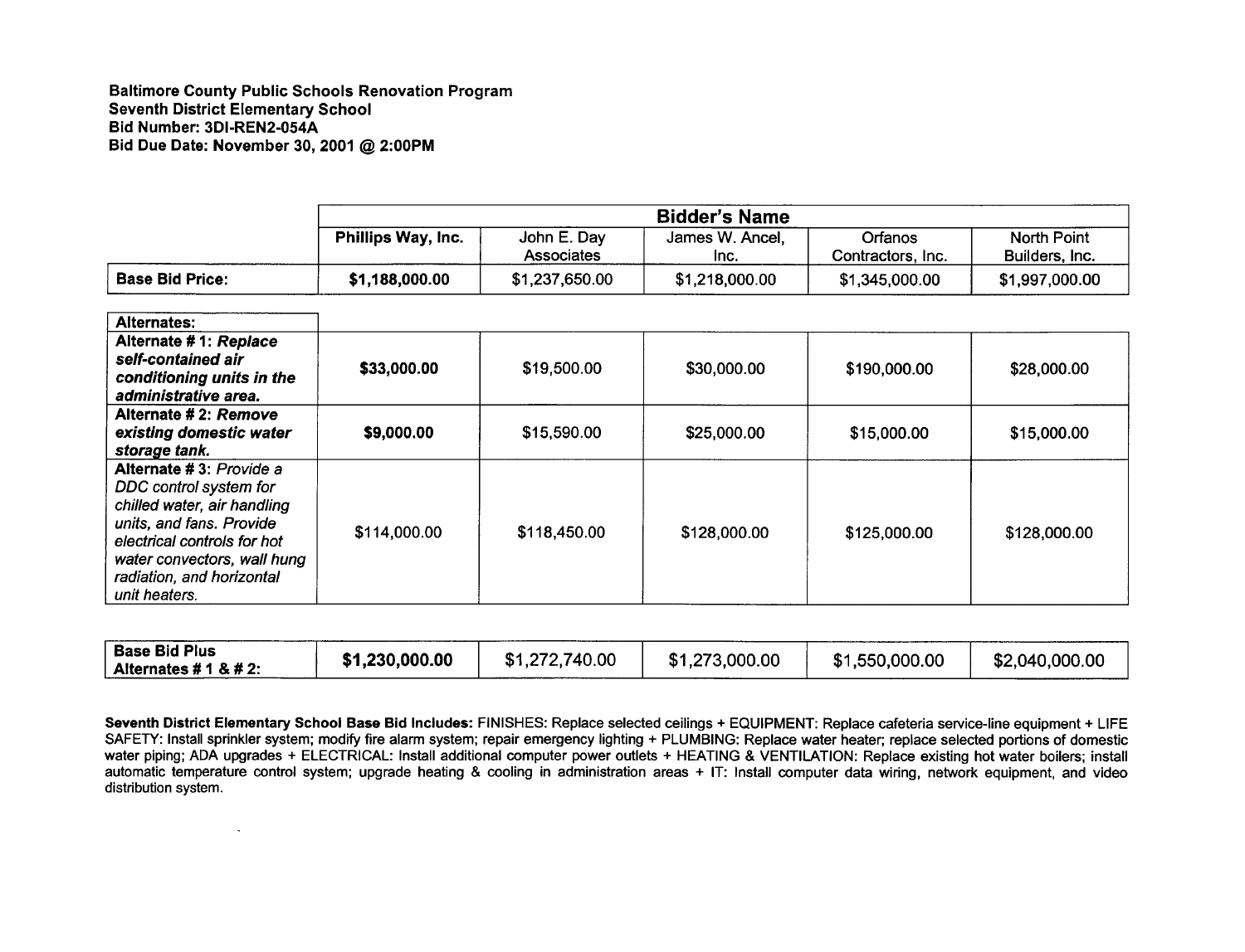**Baltimore County Public Schools Renovation Program**
**Seventh District Elementary School**
**Bid Number: 3DI-REN2-054A**
**Bid Due Date: November 30, 2001 @ 2:00PM**

| | Bidder's Name | | | | |
|---|---|---|---|---|---|
| | **Phillips Way, Inc.** | John E. Day Associates | James W. Ancel, Inc. | Orfanos Contractors, Inc. | North Point Builders, Inc. |
| **Base Bid Price:** | **$1,188,000.00** | $1,237,650.00 | $1,218,000.00 | $1,345,000.00 | $1,997,000.00 |
| **Alternates:** | | | | | |
| **Alternate # 1: *Replace self-contained air conditioning units in the administrative area.*** | **$33,000.00** | $19,500.00 | $30,000.00 | $190,000.00 | $28,000.00 |
| **Alternate # 2: *Remove existing domestic water storage tank.*** | **$9,000.00** | $15,590.00 | $25,000.00 | $15,000.00 | $15,000.00 |
| **Alternate # 3:** *Provide a DDC control system for chilled water, air handling units, and fans. Provide electrical controls for hot water convectors, wall hung radiation, and horizontal unit heaters.* | $114,000.00 | $118,450.00 | $128,000.00 | $125,000.00 | $128,000.00 |
| **Base Bid Plus Alternates # 1 & # 2:** | **$1,230,000.00** | $1,272,740.00 | $1,273,000.00 | $1,550,000.00 | $2,040,000.00 |

**Seventh District Elementary School Base Bid Includes:** FINISHES: Replace selected ceilings + EQUIPMENT: Replace cafeteria service-line equipment + LIFE SAFETY: Install sprinkler system; modify fire alarm system; repair emergency lighting + PLUMBING: Replace water heater; replace selected portions of domestic water piping; ADA upgrades + ELECTRICAL: Install additional computer power outlets + HEATING & VENTILATION: Replace existing hot water boilers; install automatic temperature control system; upgrade heating & cooling in administration areas + IT: Install computer data wiring, network equipment, and video distribution system.